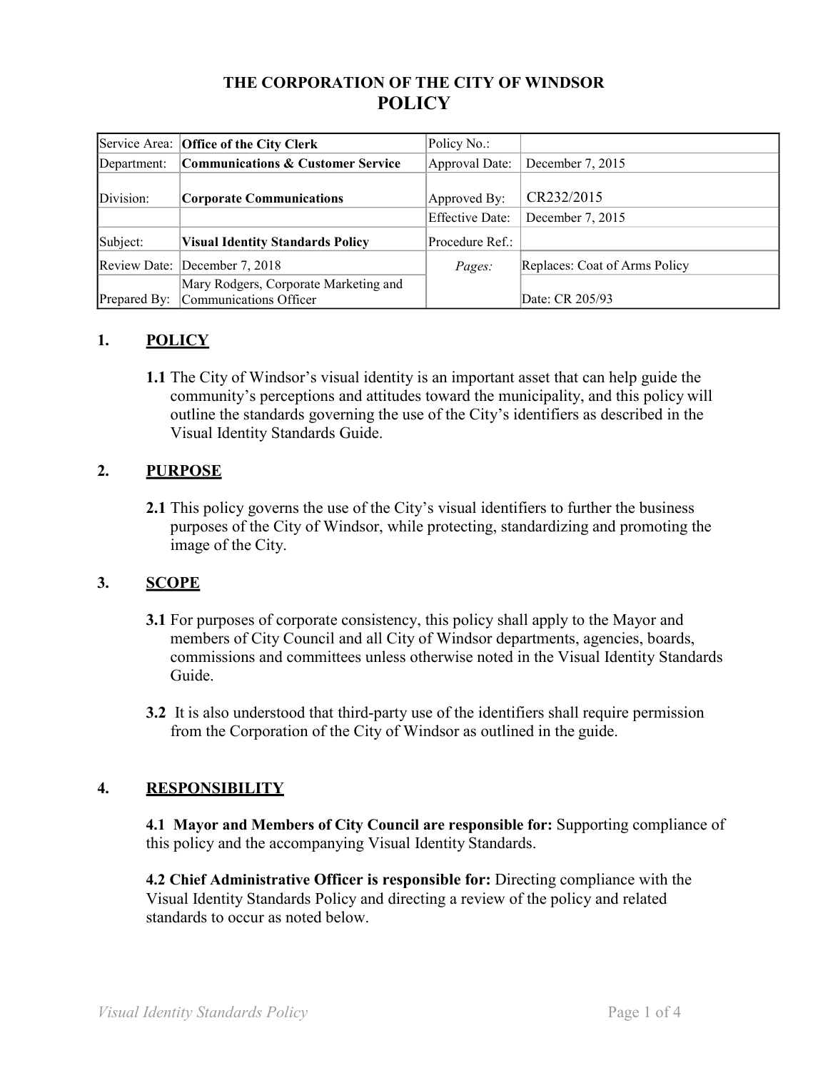# THE CORPORATION OF THE CITY OF WINDSOR
## POLICY

| | | | |
|---|---|---|---|
| Service Area: | **Office of the City Clerk** | Policy No.: | |
| Department: | **Communications & Customer Service** | Approval Date: | December 7, 2015 |
| Division: | **Corporate Communications** | Approved By: | CR232/2015 |
| | | Effective Date: | December 7, 2015 |
| Subject: | **Visual Identity Standards Policy** | Procedure Ref.: | |
| Review Date: | December 7, 2018 | *Pages:* | Replaces: Coat of Arms Policy |
| Prepared By: | Mary Rodgers, Corporate Marketing and Communications Officer | | Date: CR 205/93 |

## 1. POLICY

**1.1** The City of Windsor's visual identity is an important asset that can help guide the community's perceptions and attitudes toward the municipality, and this policy will outline the standards governing the use of the City's identifiers as described in the Visual Identity Standards Guide.

## 2. PURPOSE

**2.1** This policy governs the use of the City's visual identifiers to further the business purposes of the City of Windsor, while protecting, standardizing and promoting the image of the City.

## 3. SCOPE

**3.1** For purposes of corporate consistency, this policy shall apply to the Mayor and members of City Council and all City of Windsor departments, agencies, boards, commissions and committees unless otherwise noted in the Visual Identity Standards Guide.

**3.2** It is also understood that third-party use of the identifiers shall require permission from the Corporation of the City of Windsor as outlined in the guide.

## 4. RESPONSIBILITY

**4.1 Mayor and Members of City Council are responsible for:** Supporting compliance of this policy and the accompanying Visual Identity Standards.

**4.2 Chief Administrative Officer is responsible for:** Directing compliance with the Visual Identity Standards Policy and directing a review of the policy and related standards to occur as noted below.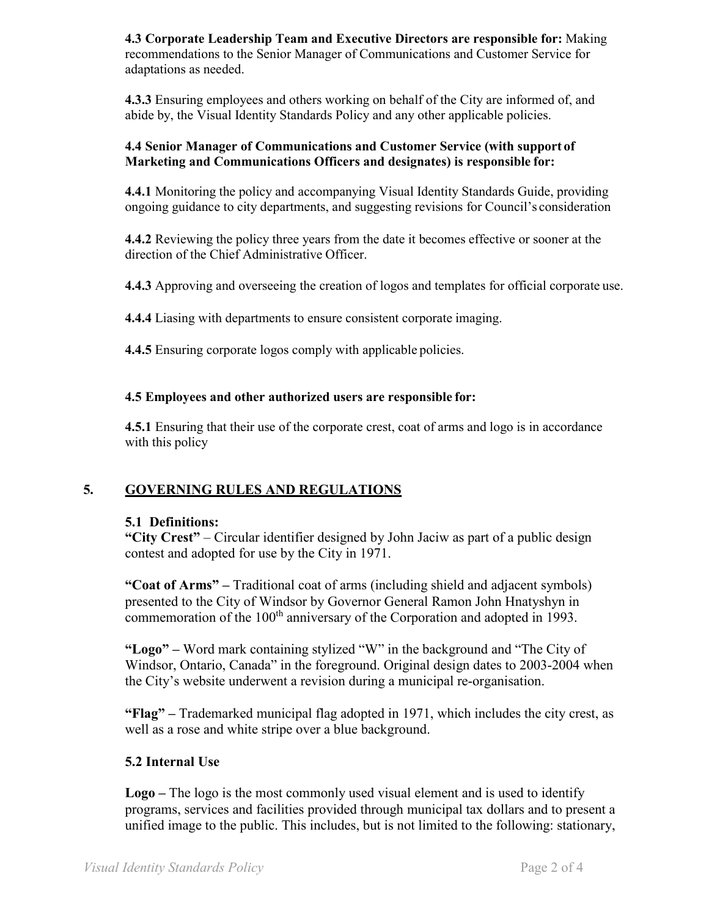**4.3 Corporate Leadership Team and Executive Directors are responsible for:** Making recommendations to the Senior Manager of Communications and Customer Service for adaptations as needed.

**4.3.3** Ensuring employees and others working on behalf of the City are informed of, and abide by, the Visual Identity Standards Policy and any other applicable policies.

**4.4 Senior Manager of Communications and Customer Service (with support of Marketing and Communications Officers and designates) is responsible for:**

**4.4.1** Monitoring the policy and accompanying Visual Identity Standards Guide, providing ongoing guidance to city departments, and suggesting revisions for Council's consideration

**4.4.2** Reviewing the policy three years from the date it becomes effective or sooner at the direction of the Chief Administrative Officer.

**4.4.3** Approving and overseeing the creation of logos and templates for official corporate use.

**4.4.4** Liasing with departments to ensure consistent corporate imaging.

**4.4.5** Ensuring corporate logos comply with applicable policies.

**4.5 Employees and other authorized users are responsible for:**

**4.5.1** Ensuring that their use of the corporate crest, coat of arms and logo is in accordance with this policy

## 5. GOVERNING RULES AND REGULATIONS

**5.1 Definitions:**

**"City Crest"** – Circular identifier designed by John Jaciw as part of a public design contest and adopted for use by the City in 1971.

**"Coat of Arms" –** Traditional coat of arms (including shield and adjacent symbols) presented to the City of Windsor by Governor General Ramon John Hnatyshyn in commemoration of the 100th anniversary of the Corporation and adopted in 1993.

**"Logo" –** Word mark containing stylized "W" in the background and "The City of Windsor, Ontario, Canada" in the foreground. Original design dates to 2003-2004 when the City's website underwent a revision during a municipal re-organisation.

**"Flag" –** Trademarked municipal flag adopted in 1971, which includes the city crest, as well as a rose and white stripe over a blue background.

**5.2 Internal Use**

**Logo –** The logo is the most commonly used visual element and is used to identify programs, services and facilities provided through municipal tax dollars and to present a unified image to the public. This includes, but is not limited to the following: stationary,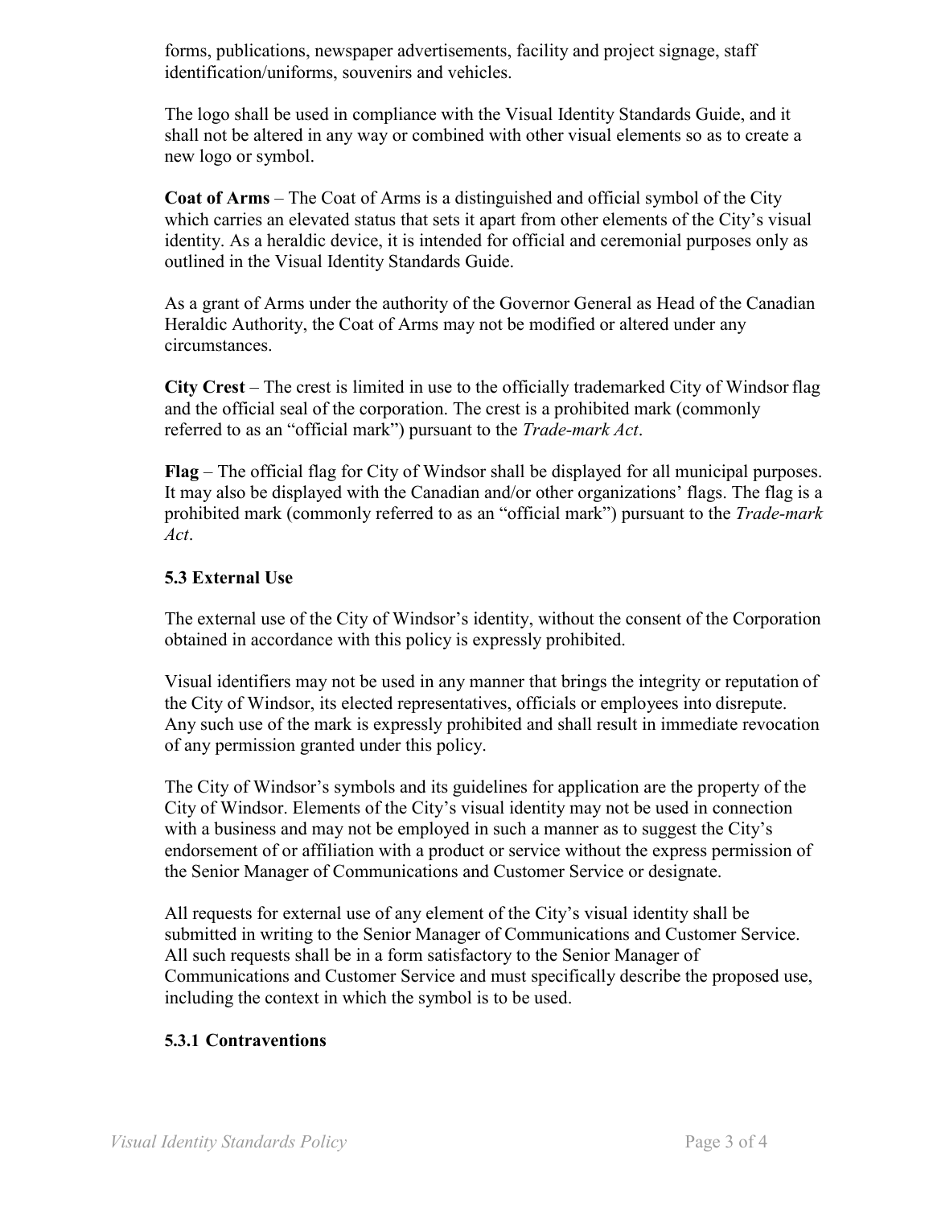forms, publications, newspaper advertisements, facility and project signage, staff identification/uniforms, souvenirs and vehicles.

The logo shall be used in compliance with the Visual Identity Standards Guide, and it shall not be altered in any way or combined with other visual elements so as to create a new logo or symbol.

**Coat of Arms** – The Coat of Arms is a distinguished and official symbol of the City which carries an elevated status that sets it apart from other elements of the City's visual identity. As a heraldic device, it is intended for official and ceremonial purposes only as outlined in the Visual Identity Standards Guide.

As a grant of Arms under the authority of the Governor General as Head of the Canadian Heraldic Authority, the Coat of Arms may not be modified or altered under any circumstances.

**City Crest** – The crest is limited in use to the officially trademarked City of Windsor flag and the official seal of the corporation. The crest is a prohibited mark (commonly referred to as an "official mark") pursuant to the *Trade-mark Act*.

**Flag** – The official flag for City of Windsor shall be displayed for all municipal purposes. It may also be displayed with the Canadian and/or other organizations' flags. The flag is a prohibited mark (commonly referred to as an "official mark") pursuant to the *Trade-mark Act*.

### 5.3 External Use

The external use of the City of Windsor's identity, without the consent of the Corporation obtained in accordance with this policy is expressly prohibited.

Visual identifiers may not be used in any manner that brings the integrity or reputation of the City of Windsor, its elected representatives, officials or employees into disrepute. Any such use of the mark is expressly prohibited and shall result in immediate revocation of any permission granted under this policy.

The City of Windsor's symbols and its guidelines for application are the property of the City of Windsor. Elements of the City's visual identity may not be used in connection with a business and may not be employed in such a manner as to suggest the City's endorsement of or affiliation with a product or service without the express permission of the Senior Manager of Communications and Customer Service or designate.

All requests for external use of any element of the City's visual identity shall be submitted in writing to the Senior Manager of Communications and Customer Service. All such requests shall be in a form satisfactory to the Senior Manager of Communications and Customer Service and must specifically describe the proposed use, including the context in which the symbol is to be used.

#### 5.3.1 Contraventions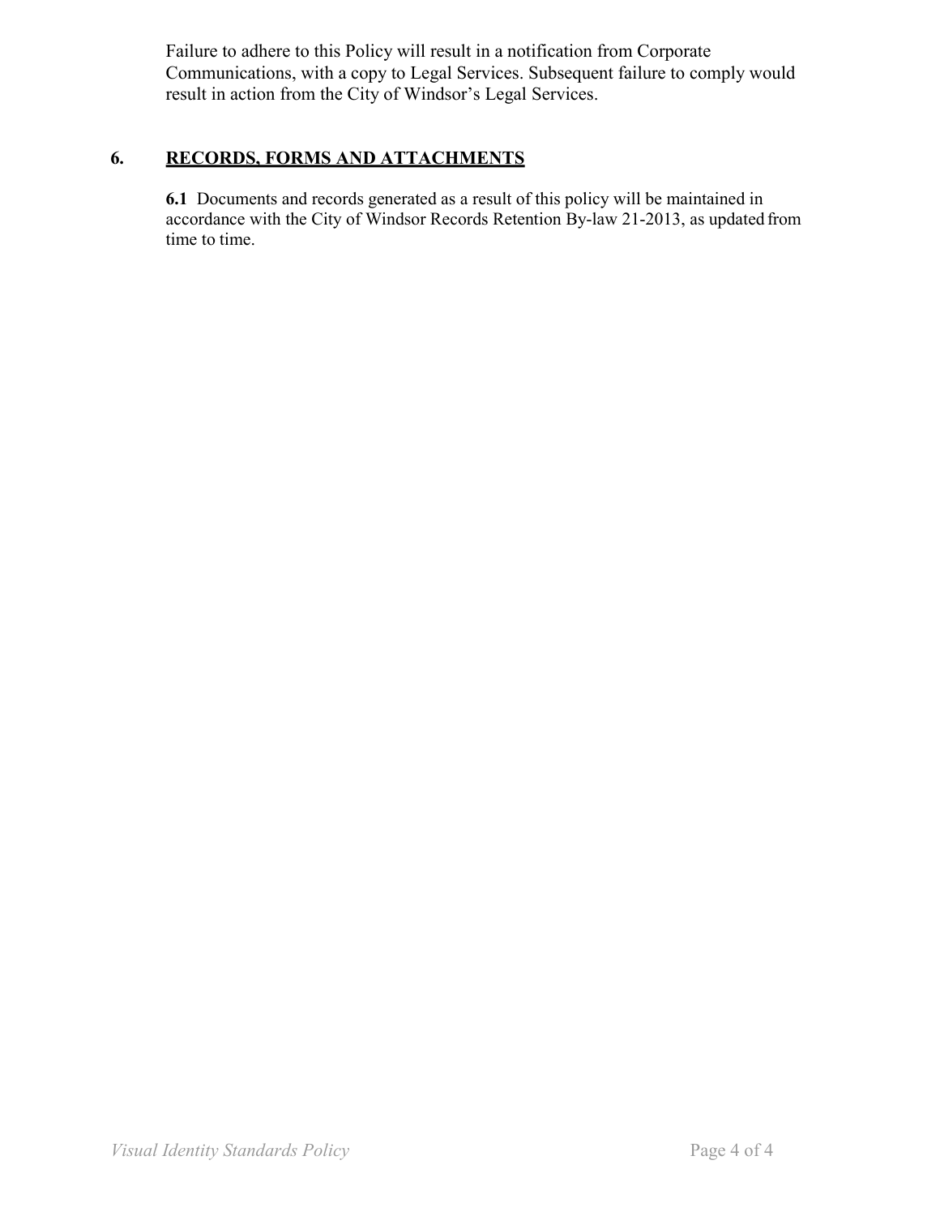Failure to adhere to this Policy will result in a notification from Corporate Communications, with a copy to Legal Services. Subsequent failure to comply would result in action from the City of Windsor's Legal Services.

## 6. RECORDS, FORMS AND ATTACHMENTS

**6.1** Documents and records generated as a result of this policy will be maintained in accordance with the City of Windsor Records Retention By-law 21-2013, as updated from time to time.